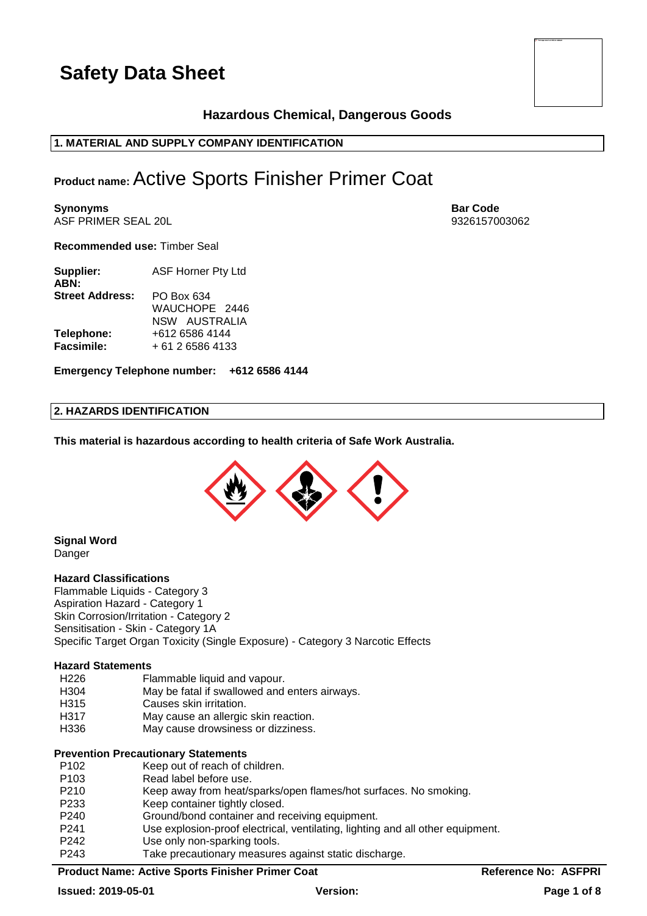# Safety Data Sheet

**Hazardous Chemical, Dangerous Goods**

## 1. MATERIAL AND SUPPLY COMPANY IDENTIFICATION

**Product name:** Active Sports Finisher Primer Coat

**Synonyms**
ASF PRIMER SEAL 20L

**Bar Code**
9326157003062

**Recommended use:** Timber Seal

| | |
|---|---|
| **Supplier:** | ASF Horner Pty Ltd |
| **ABN:** | |
| **Street Address:** | PO Box 634<br>WAUCHOPE 2446<br>NSW AUSTRALIA |
| **Telephone:** | +612 6586 4144 |
| **Facsimile:** | + 61 2 6586 4133 |

**Emergency Telephone number: +612 6586 4144**

## 2. HAZARDS IDENTIFICATION

**This material is hazardous according to health criteria of Safe Work Australia.**

**Signal Word**
Danger

**Hazard Classifications**
Flammable Liquids - Category 3
Aspiration Hazard - Category 1
Skin Corrosion/Irritation - Category 2
Sensitisation - Skin - Category 1A
Specific Target Organ Toxicity (Single Exposure) - Category 3 Narcotic Effects

**Hazard Statements**

| | |
|---|---|
| H226 | Flammable liquid and vapour. |
| H304 | May be fatal if swallowed and enters airways. |
| H315 | Causes skin irritation. |
| H317 | May cause an allergic skin reaction. |
| H336 | May cause drowsiness or dizziness. |

**Prevention Precautionary Statements**

| | |
|---|---|
| P102 | Keep out of reach of children. |
| P103 | Read label before use. |
| P210 | Keep away from heat/sparks/open flames/hot surfaces. No smoking. |
| P233 | Keep container tightly closed. |
| P240 | Ground/bond container and receiving equipment. |
| P241 | Use explosion-proof electrical, ventilating, lighting and all other equipment. |
| P242 | Use only non-sparking tools. |
| P243 | Take precautionary measures against static discharge. |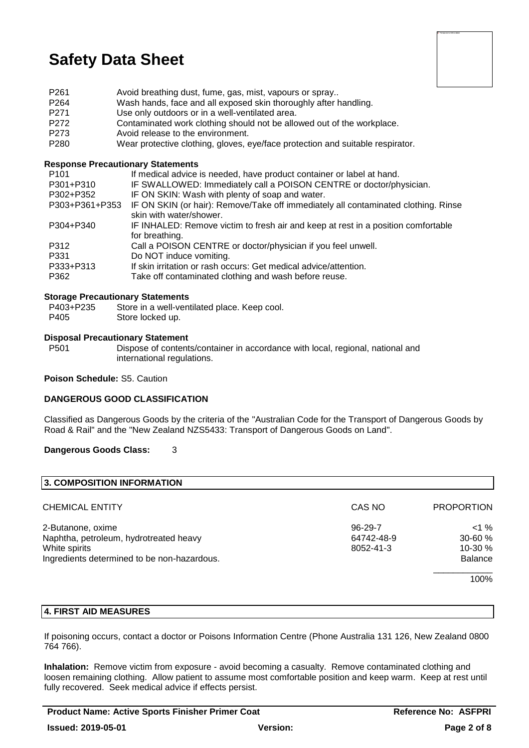# Safety Data Sheet

| | |
|---|---|
| P261 | Avoid breathing dust, fume, gas, mist, vapours or spray.. |
| P264 | Wash hands, face and all exposed skin thoroughly after handling. |
| P271 | Use only outdoors or in a well-ventilated area. |
| P272 | Contaminated work clothing should not be allowed out of the workplace. |
| P273 | Avoid release to the environment. |
| P280 | Wear protective clothing, gloves, eye/face protection and suitable respirator. |

**Response Precautionary Statements**

| | |
|---|---|
| P101 | If medical advice is needed, have product container or label at hand. |
| P301+P310 | IF SWALLOWED: Immediately call a POISON CENTRE or doctor/physician. |
| P302+P352 | IF ON SKIN: Wash with plenty of soap and water. |
| P303+P361+P353 | IF ON SKIN (or hair): Remove/Take off immediately all contaminated clothing. Rinse skin with water/shower. |
| P304+P340 | IF INHALED: Remove victim to fresh air and keep at rest in a position comfortable for breathing. |
| P312 | Call a POISON CENTRE or doctor/physician if you feel unwell. |
| P331 | Do NOT induce vomiting. |
| P333+P313 | If skin irritation or rash occurs: Get medical advice/attention. |
| P362 | Take off contaminated clothing and wash before reuse. |

**Storage Precautionary Statements**

| | |
|---|---|
| P403+P235 | Store in a well-ventilated place. Keep cool. |
| P405 | Store locked up. |

**Disposal Precautionary Statement**

| | |
|---|---|
| P501 | Dispose of contents/container in accordance with local, regional, national and international regulations. |

**Poison Schedule:** S5. Caution

**DANGEROUS GOOD CLASSIFICATION**

Classified as Dangerous Goods by the criteria of the "Australian Code for the Transport of Dangerous Goods by Road & Rail" and the "New Zealand NZS5433: Transport of Dangerous Goods on Land".

**Dangerous Goods Class:** 3

## 3. COMPOSITION INFORMATION

| CHEMICAL ENTITY | CAS NO | PROPORTION |
|---|---|---|
| 2-Butanone, oxime | 96-29-7 | <1 % |
| Naphtha, petroleum, hydrotreated heavy | 64742-48-9 | 30-60 % |
| White spirits | 8052-41-3 | 10-30 % |
| Ingredients determined to be non-hazardous. | | Balance |
| | | 100% |

## 4. FIRST AID MEASURES

If poisoning occurs, contact a doctor or Poisons Information Centre (Phone Australia 131 126, New Zealand 0800 764 766).

**Inhalation:** Remove victim from exposure - avoid becoming a casualty. Remove contaminated clothing and loosen remaining clothing. Allow patient to assume most comfortable position and keep warm. Keep at rest until fully recovered. Seek medical advice if effects persist.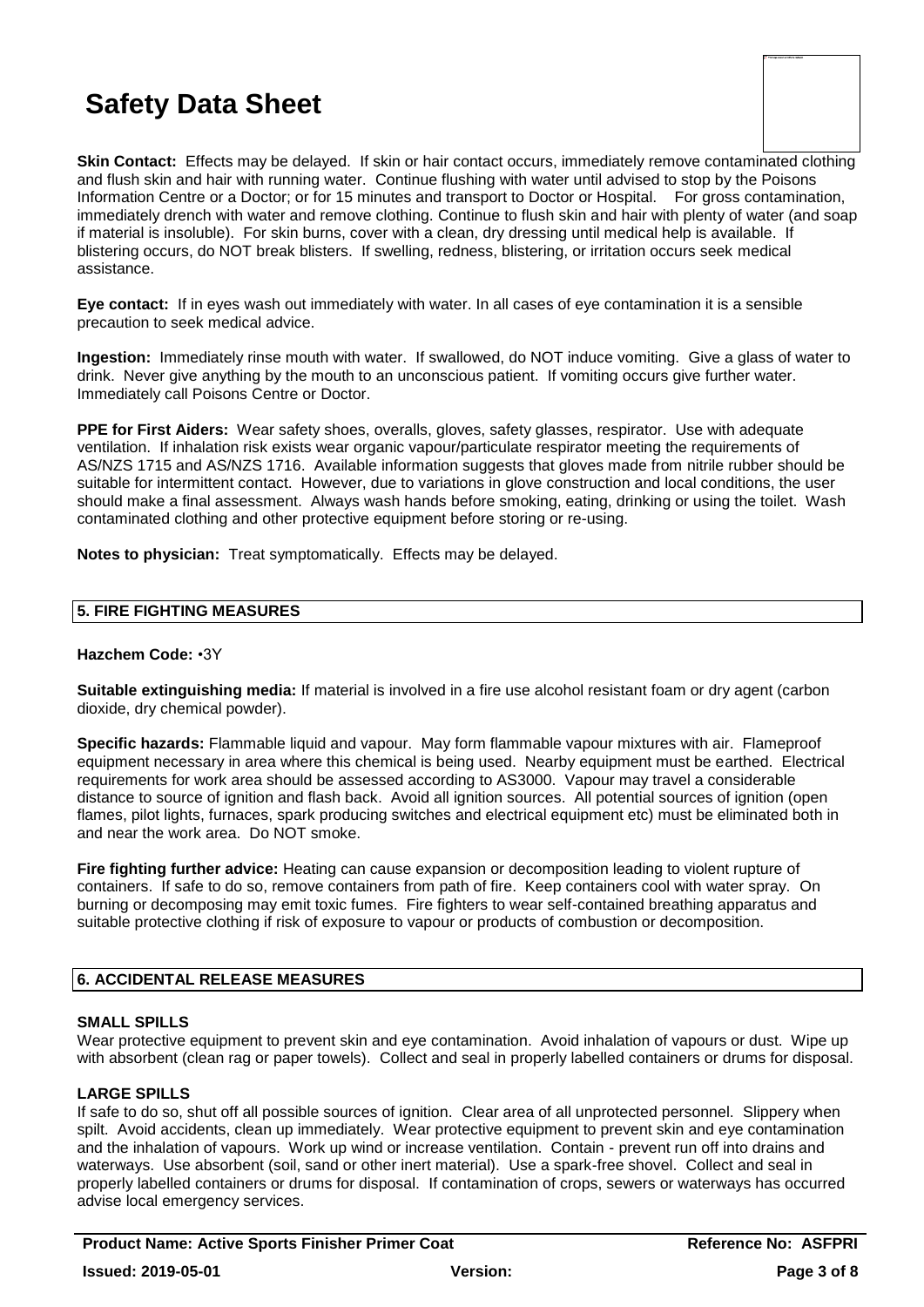**Skin Contact:** Effects may be delayed. If skin or hair contact occurs, immediately remove contaminated clothing and flush skin and hair with running water. Continue flushing with water until advised to stop by the Poisons Information Centre or a Doctor; or for 15 minutes and transport to Doctor or Hospital. For gross contamination, immediately drench with water and remove clothing. Continue to flush skin and hair with plenty of water (and soap if material is insoluble). For skin burns, cover with a clean, dry dressing until medical help is available. If blistering occurs, do NOT break blisters. If swelling, redness, blistering, or irritation occurs seek medical assistance.

**Eye contact:** If in eyes wash out immediately with water. In all cases of eye contamination it is a sensible precaution to seek medical advice.

**Ingestion:** Immediately rinse mouth with water. If swallowed, do NOT induce vomiting. Give a glass of water to drink. Never give anything by the mouth to an unconscious patient. If vomiting occurs give further water. Immediately call Poisons Centre or Doctor.

**PPE for First Aiders:** Wear safety shoes, overalls, gloves, safety glasses, respirator. Use with adequate ventilation. If inhalation risk exists wear organic vapour/particulate respirator meeting the requirements of AS/NZS 1715 and AS/NZS 1716. Available information suggests that gloves made from nitrile rubber should be suitable for intermittent contact. However, due to variations in glove construction and local conditions, the user should make a final assessment. Always wash hands before smoking, eating, drinking or using the toilet. Wash contaminated clothing and other protective equipment before storing or re-using.

**Notes to physician:** Treat symptomatically. Effects may be delayed.

## 5. FIRE FIGHTING MEASURES

**Hazchem Code:** •3Y

**Suitable extinguishing media:** If material is involved in a fire use alcohol resistant foam or dry agent (carbon dioxide, dry chemical powder).

**Specific hazards:** Flammable liquid and vapour. May form flammable vapour mixtures with air. Flameproof equipment necessary in area where this chemical is being used. Nearby equipment must be earthed. Electrical requirements for work area should be assessed according to AS3000. Vapour may travel a considerable distance to source of ignition and flash back. Avoid all ignition sources. All potential sources of ignition (open flames, pilot lights, furnaces, spark producing switches and electrical equipment etc) must be eliminated both in and near the work area. Do NOT smoke.

**Fire fighting further advice:** Heating can cause expansion or decomposition leading to violent rupture of containers. If safe to do so, remove containers from path of fire. Keep containers cool with water spray. On burning or decomposing may emit toxic fumes. Fire fighters to wear self-contained breathing apparatus and suitable protective clothing if risk of exposure to vapour or products of combustion or decomposition.

## 6. ACCIDENTAL RELEASE MEASURES

**SMALL SPILLS**

Wear protective equipment to prevent skin and eye contamination. Avoid inhalation of vapours or dust. Wipe up with absorbent (clean rag or paper towels). Collect and seal in properly labelled containers or drums for disposal.

**LARGE SPILLS**

If safe to do so, shut off all possible sources of ignition. Clear area of all unprotected personnel. Slippery when spilt. Avoid accidents, clean up immediately. Wear protective equipment to prevent skin and eye contamination and the inhalation of vapours. Work up wind or increase ventilation. Contain - prevent run off into drains and waterways. Use absorbent (soil, sand or other inert material). Use a spark-free shovel. Collect and seal in properly labelled containers or drums for disposal. If contamination of crops, sewers or waterways has occurred advise local emergency services.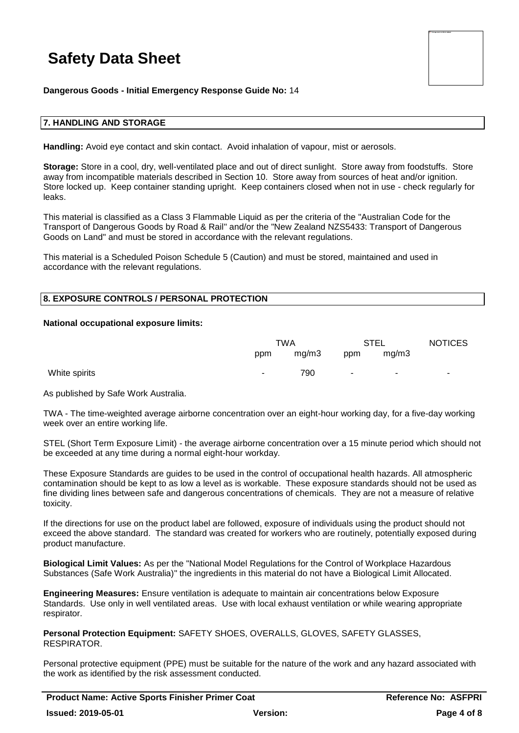**Dangerous Goods - Initial Emergency Response Guide No:** 14

## 7. HANDLING AND STORAGE

**Handling:** Avoid eye contact and skin contact. Avoid inhalation of vapour, mist or aerosols.

**Storage:** Store in a cool, dry, well-ventilated place and out of direct sunlight. Store away from foodstuffs. Store away from incompatible materials described in Section 10. Store away from sources of heat and/or ignition. Store locked up. Keep container standing upright. Keep containers closed when not in use - check regularly for leaks.

This material is classified as a Class 3 Flammable Liquid as per the criteria of the "Australian Code for the Transport of Dangerous Goods by Road & Rail" and/or the "New Zealand NZS5433: Transport of Dangerous Goods on Land" and must be stored in accordance with the relevant regulations.

This material is a Scheduled Poison Schedule 5 (Caution) and must be stored, maintained and used in accordance with the relevant regulations.

## 8. EXPOSURE CONTROLS / PERSONAL PROTECTION

**National occupational exposure limits:**

| | TWA | | STEL | | NOTICES |
|---|---|---|---|---|---|
| | ppm | mg/m3 | ppm | mg/m3 | |
| White spirits | - | 790 | - | - | - |

As published by Safe Work Australia.

TWA - The time-weighted average airborne concentration over an eight-hour working day, for a five-day working week over an entire working life.

STEL (Short Term Exposure Limit) - the average airborne concentration over a 15 minute period which should not be exceeded at any time during a normal eight-hour workday.

These Exposure Standards are guides to be used in the control of occupational health hazards. All atmospheric contamination should be kept to as low a level as is workable. These exposure standards should not be used as fine dividing lines between safe and dangerous concentrations of chemicals. They are not a measure of relative toxicity.

If the directions for use on the product label are followed, exposure of individuals using the product should not exceed the above standard. The standard was created for workers who are routinely, potentially exposed during product manufacture.

**Biological Limit Values:** As per the "National Model Regulations for the Control of Workplace Hazardous Substances (Safe Work Australia)" the ingredients in this material do not have a Biological Limit Allocated.

**Engineering Measures:** Ensure ventilation is adequate to maintain air concentrations below Exposure Standards. Use only in well ventilated areas. Use with local exhaust ventilation or while wearing appropriate respirator.

**Personal Protection Equipment:** SAFETY SHOES, OVERALLS, GLOVES, SAFETY GLASSES, RESPIRATOR.

Personal protective equipment (PPE) must be suitable for the nature of the work and any hazard associated with the work as identified by the risk assessment conducted.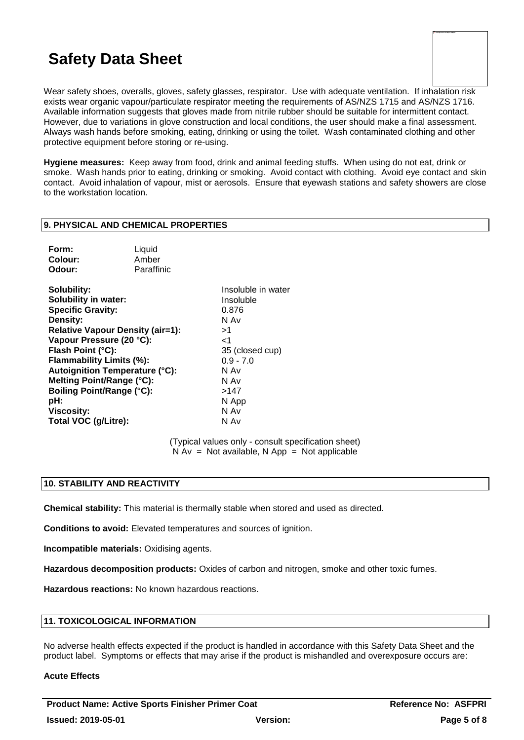Wear safety shoes, overalls, gloves, safety glasses, respirator. Use with adequate ventilation. If inhalation risk exists wear organic vapour/particulate respirator meeting the requirements of AS/NZS 1715 and AS/NZS 1716. Available information suggests that gloves made from nitrile rubber should be suitable for intermittent contact. However, due to variations in glove construction and local conditions, the user should make a final assessment. Always wash hands before smoking, eating, drinking or using the toilet. Wash contaminated clothing and other protective equipment before storing or re-using.

**Hygiene measures:** Keep away from food, drink and animal feeding stuffs. When using do not eat, drink or smoke. Wash hands prior to eating, drinking or smoking. Avoid contact with clothing. Avoid eye contact and skin contact. Avoid inhalation of vapour, mist or aerosols. Ensure that eyewash stations and safety showers are close to the workstation location.

## 9. PHYSICAL AND CHEMICAL PROPERTIES

**Form:** Liquid
**Colour:** Amber
**Odour:** Paraffinic

| | |
|---|---|
| **Solubility:** | Insoluble in water |
| **Solubility in water:** | Insoluble |
| **Specific Gravity:** | 0.876 |
| **Density:** | N Av |
| **Relative Vapour Density (air=1):** | >1 |
| **Vapour Pressure (20 °C):** | <1 |
| **Flash Point (°C):** | 35 (closed cup) |
| **Flammability Limits (%):** | 0.9 - 7.0 |
| **Autoignition Temperature (°C):** | N Av |
| **Melting Point/Range (°C):** | N Av |
| **Boiling Point/Range (°C):** | >147 |
| **pH:** | N App |
| **Viscosity:** | N Av |
| **Total VOC (g/Litre):** | N Av |

(Typical values only - consult specification sheet)
N Av = Not available, N App = Not applicable

## 10. STABILITY AND REACTIVITY

**Chemical stability:** This material is thermally stable when stored and used as directed.

**Conditions to avoid:** Elevated temperatures and sources of ignition.

**Incompatible materials:** Oxidising agents.

**Hazardous decomposition products:** Oxides of carbon and nitrogen, smoke and other toxic fumes.

**Hazardous reactions:** No known hazardous reactions.

## 11. TOXICOLOGICAL INFORMATION

No adverse health effects expected if the product is handled in accordance with this Safety Data Sheet and the product label. Symptoms or effects that may arise if the product is mishandled and overexposure occurs are:

**Acute Effects**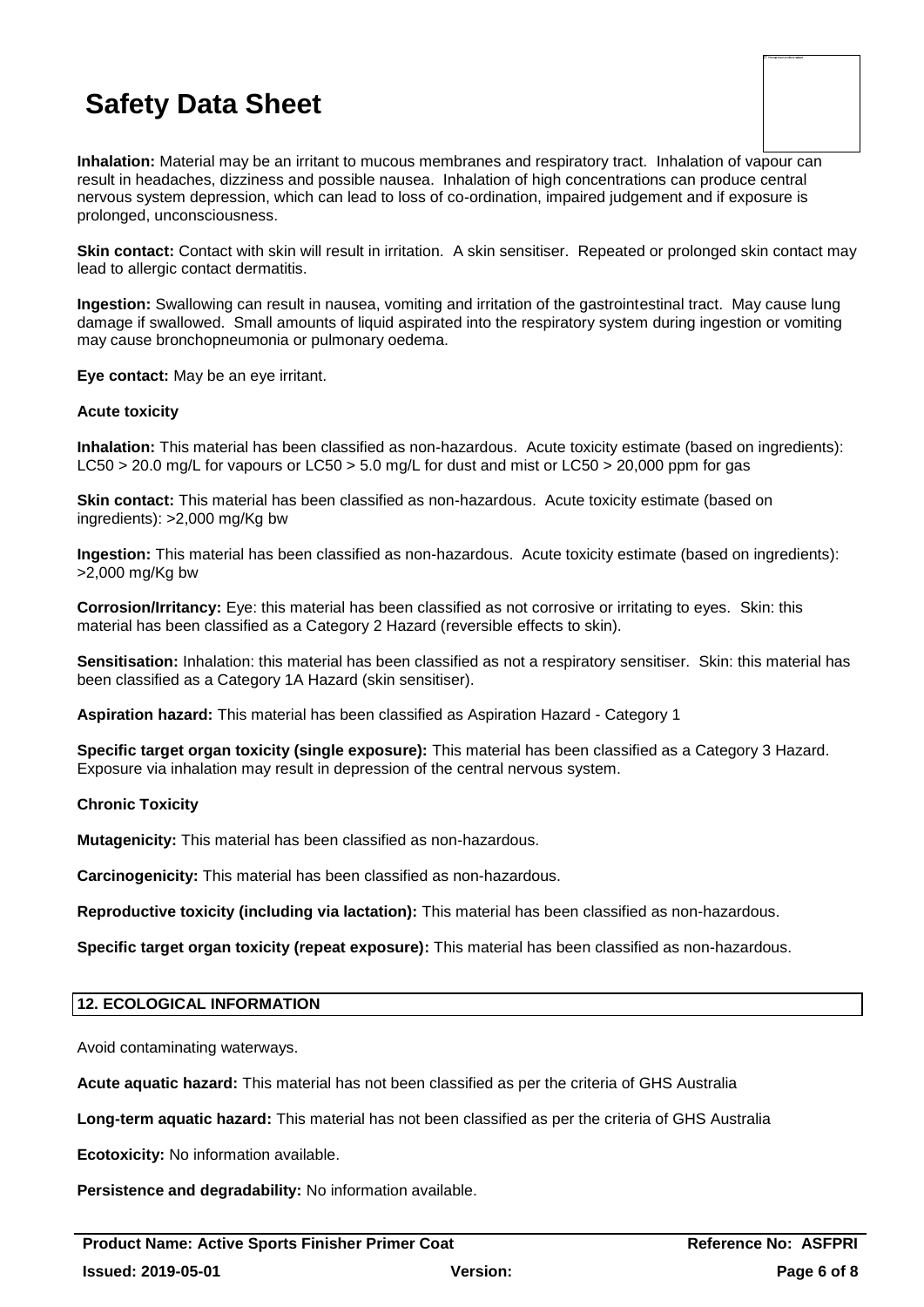**Inhalation:** Material may be an irritant to mucous membranes and respiratory tract. Inhalation of vapour can result in headaches, dizziness and possible nausea. Inhalation of high concentrations can produce central nervous system depression, which can lead to loss of co-ordination, impaired judgement and if exposure is prolonged, unconsciousness.

**Skin contact:** Contact with skin will result in irritation. A skin sensitiser. Repeated or prolonged skin contact may lead to allergic contact dermatitis.

**Ingestion:** Swallowing can result in nausea, vomiting and irritation of the gastrointestinal tract. May cause lung damage if swallowed. Small amounts of liquid aspirated into the respiratory system during ingestion or vomiting may cause bronchopneumonia or pulmonary oedema.

**Eye contact:** May be an eye irritant.

**Acute toxicity**

**Inhalation:** This material has been classified as non-hazardous. Acute toxicity estimate (based on ingredients): LC50 > 20.0 mg/L for vapours or LC50 > 5.0 mg/L for dust and mist or LC50 > 20,000 ppm for gas

**Skin contact:** This material has been classified as non-hazardous. Acute toxicity estimate (based on ingredients): >2,000 mg/Kg bw

**Ingestion:** This material has been classified as non-hazardous. Acute toxicity estimate (based on ingredients): >2,000 mg/Kg bw

**Corrosion/Irritancy:** Eye: this material has been classified as not corrosive or irritating to eyes. Skin: this material has been classified as a Category 2 Hazard (reversible effects to skin).

**Sensitisation:** Inhalation: this material has been classified as not a respiratory sensitiser. Skin: this material has been classified as a Category 1A Hazard (skin sensitiser).

**Aspiration hazard:** This material has been classified as Aspiration Hazard - Category 1

**Specific target organ toxicity (single exposure):** This material has been classified as a Category 3 Hazard. Exposure via inhalation may result in depression of the central nervous system.

**Chronic Toxicity**

**Mutagenicity:** This material has been classified as non-hazardous.

**Carcinogenicity:** This material has been classified as non-hazardous.

**Reproductive toxicity (including via lactation):** This material has been classified as non-hazardous.

**Specific target organ toxicity (repeat exposure):** This material has been classified as non-hazardous.

## 12. ECOLOGICAL INFORMATION

Avoid contaminating waterways.

**Acute aquatic hazard:** This material has not been classified as per the criteria of GHS Australia

**Long-term aquatic hazard:** This material has not been classified as per the criteria of GHS Australia

**Ecotoxicity:** No information available.

**Persistence and degradability:** No information available.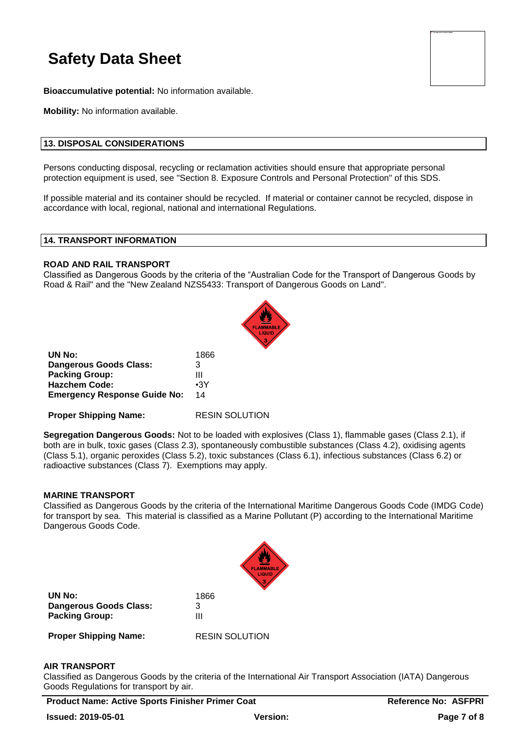**Bioaccumulative potential:** No information available.

**Mobility:** No information available.

## 13. DISPOSAL CONSIDERATIONS

Persons conducting disposal, recycling or reclamation activities should ensure that appropriate personal protection equipment is used, see "Section 8. Exposure Controls and Personal Protection" of this SDS.

If possible material and its container should be recycled. If material or container cannot be recycled, dispose in accordance with local, regional, national and international Regulations.

## 14. TRANSPORT INFORMATION

### ROAD AND RAIL TRANSPORT

Classified as Dangerous Goods by the criteria of the "Australian Code for the Transport of Dangerous Goods by Road & Rail" and the "New Zealand NZS5433: Transport of Dangerous Goods on Land".

| | |
|---|---|
| **UN No:** | 1866 |
| **Dangerous Goods Class:** | 3 |
| **Packing Group:** | III |
| **Hazchem Code:** | •3Y |
| **Emergency Response Guide No:** | 14 |
| **Proper Shipping Name:** | RESIN SOLUTION |

**Segregation Dangerous Goods:** Not to be loaded with explosives (Class 1), flammable gases (Class 2.1), if both are in bulk, toxic gases (Class 2.3), spontaneously combustible substances (Class 4.2), oxidising agents (Class 5.1), organic peroxides (Class 5.2), toxic substances (Class 6.1), infectious substances (Class 6.2) or radioactive substances (Class 7). Exemptions may apply.

### MARINE TRANSPORT

Classified as Dangerous Goods by the criteria of the International Maritime Dangerous Goods Code (IMDG Code) for transport by sea. This material is classified as a Marine Pollutant (P) according to the International Maritime Dangerous Goods Code.

| | |
|---|---|
| **UN No:** | 1866 |
| **Dangerous Goods Class:** | 3 |
| **Packing Group:** | III |
| **Proper Shipping Name:** | RESIN SOLUTION |

### AIR TRANSPORT

Classified as Dangerous Goods by the criteria of the International Air Transport Association (IATA) Dangerous Goods Regulations for transport by air.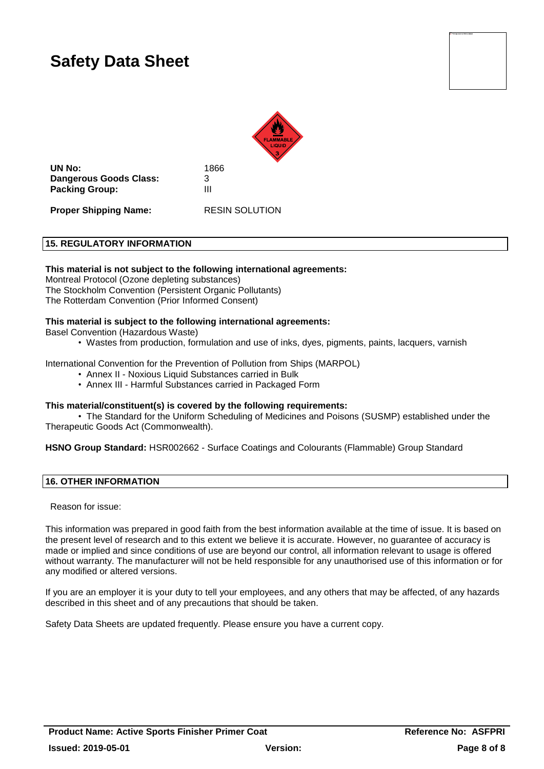# Safety Data Sheet

FLAMMABLE LIQUID 3

**UN No:** 1866
**Dangerous Goods Class:** 3
**Packing Group:** III

**Proper Shipping Name:** RESIN SOLUTION

## 15. REGULATORY INFORMATION

**This material is not subject to the following international agreements:**
Montreal Protocol (Ozone depleting substances)
The Stockholm Convention (Persistent Organic Pollutants)
The Rotterdam Convention (Prior Informed Consent)

**This material is subject to the following international agreements:**
Basel Convention (Hazardous Waste)

- Wastes from production, formulation and use of inks, dyes, pigments, paints, lacquers, varnish

International Convention for the Prevention of Pollution from Ships (MARPOL)

- Annex II - Noxious Liquid Substances carried in Bulk
- Annex III - Harmful Substances carried in Packaged Form

**This material/constituent(s) is covered by the following requirements:**

- The Standard for the Uniform Scheduling of Medicines and Poisons (SUSMP) established under the Therapeutic Goods Act (Commonwealth).

**HSNO Group Standard:** HSR002662 - Surface Coatings and Colourants (Flammable) Group Standard

## 16. OTHER INFORMATION

Reason for issue:

This information was prepared in good faith from the best information available at the time of issue. It is based on the present level of research and to this extent we believe it is accurate. However, no guarantee of accuracy is made or implied and since conditions of use are beyond our control, all information relevant to usage is offered without warranty. The manufacturer will not be held responsible for any unauthorised use of this information or for any modified or altered versions.

If you are an employer it is your duty to tell your employees, and any others that may be affected, of any hazards described in this sheet and of any precautions that should be taken.

Safety Data Sheets are updated frequently. Please ensure you have a current copy.

**Product Name: Active Sports Finisher Primer Coat** **Reference No: ASFPRI**
**Issued: 2019-05-01** **Version:**